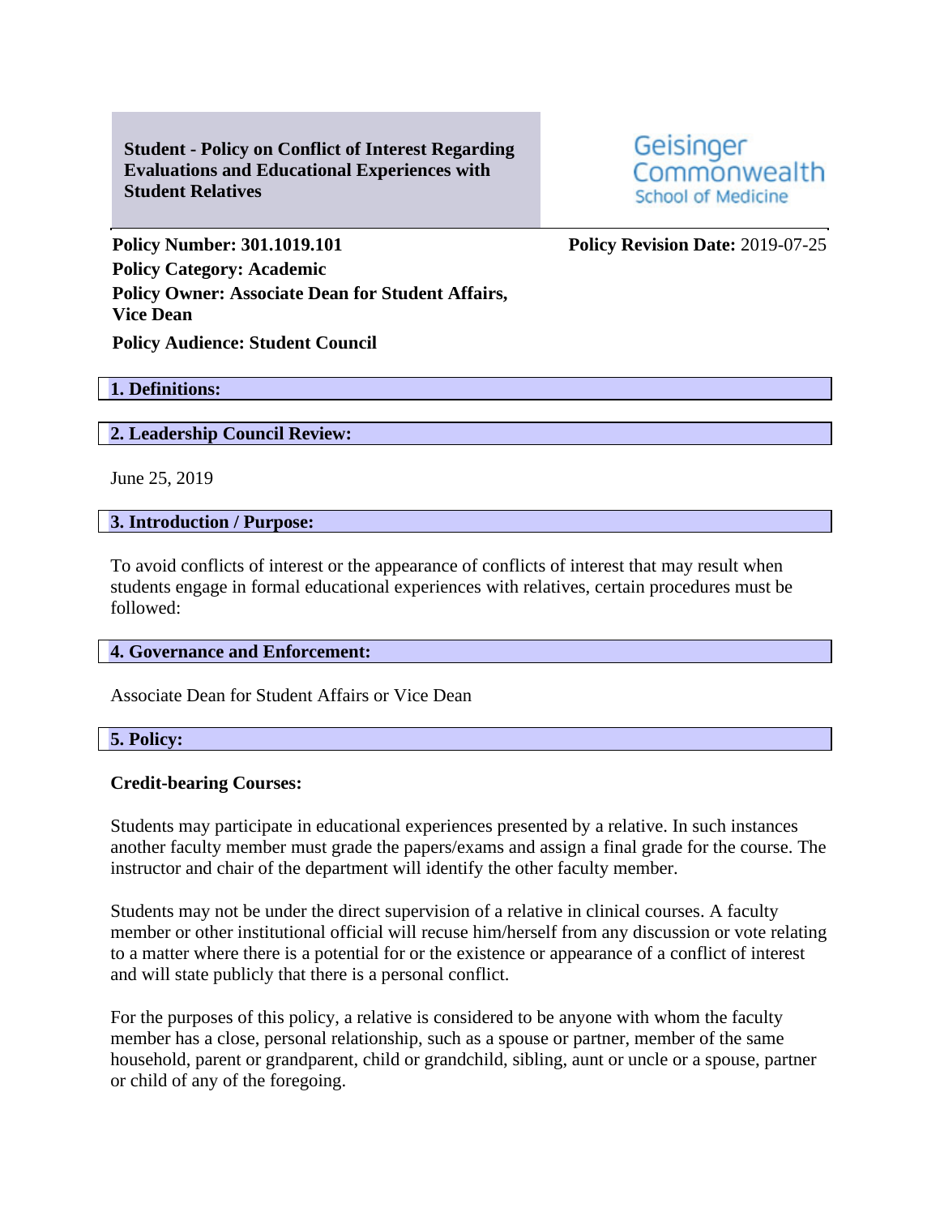**Student - Policy on Conflict of Interest Regarding Evaluations and Educational Experiences with Student Relatives**

Geisinger Commonwealth School of Medicine

**Policy Number: 301.1019.101**

**Policy Revision Date:** 2019-07-25

**Policy Category: Academic**

**Policy Owner: Associate Dean for Student Affairs, Vice Dean**

**Policy Audience: Student Council**

## 1. Definitions:

## 2. Leadership Council Review:

June 25, 2019

## 3. Introduction / Purpose:

To avoid conflicts of interest or the appearance of conflicts of interest that may result when students engage in formal educational experiences with relatives, certain procedures must be followed:

## 4. Governance and Enforcement:

Associate Dean for Student Affairs or Vice Dean

## 5. Policy:

**Credit-bearing Courses:**

Students may participate in educational experiences presented by a relative. In such instances another faculty member must grade the papers/exams and assign a final grade for the course. The instructor and chair of the department will identify the other faculty member.

Students may not be under the direct supervision of a relative in clinical courses. A faculty member or other institutional official will recuse him/herself from any discussion or vote relating to a matter where there is a potential for or the existence or appearance of a conflict of interest and will state publicly that there is a personal conflict.

For the purposes of this policy, a relative is considered to be anyone with whom the faculty member has a close, personal relationship, such as a spouse or partner, member of the same household, parent or grandparent, child or grandchild, sibling, aunt or uncle or a spouse, partner or child of any of the foregoing.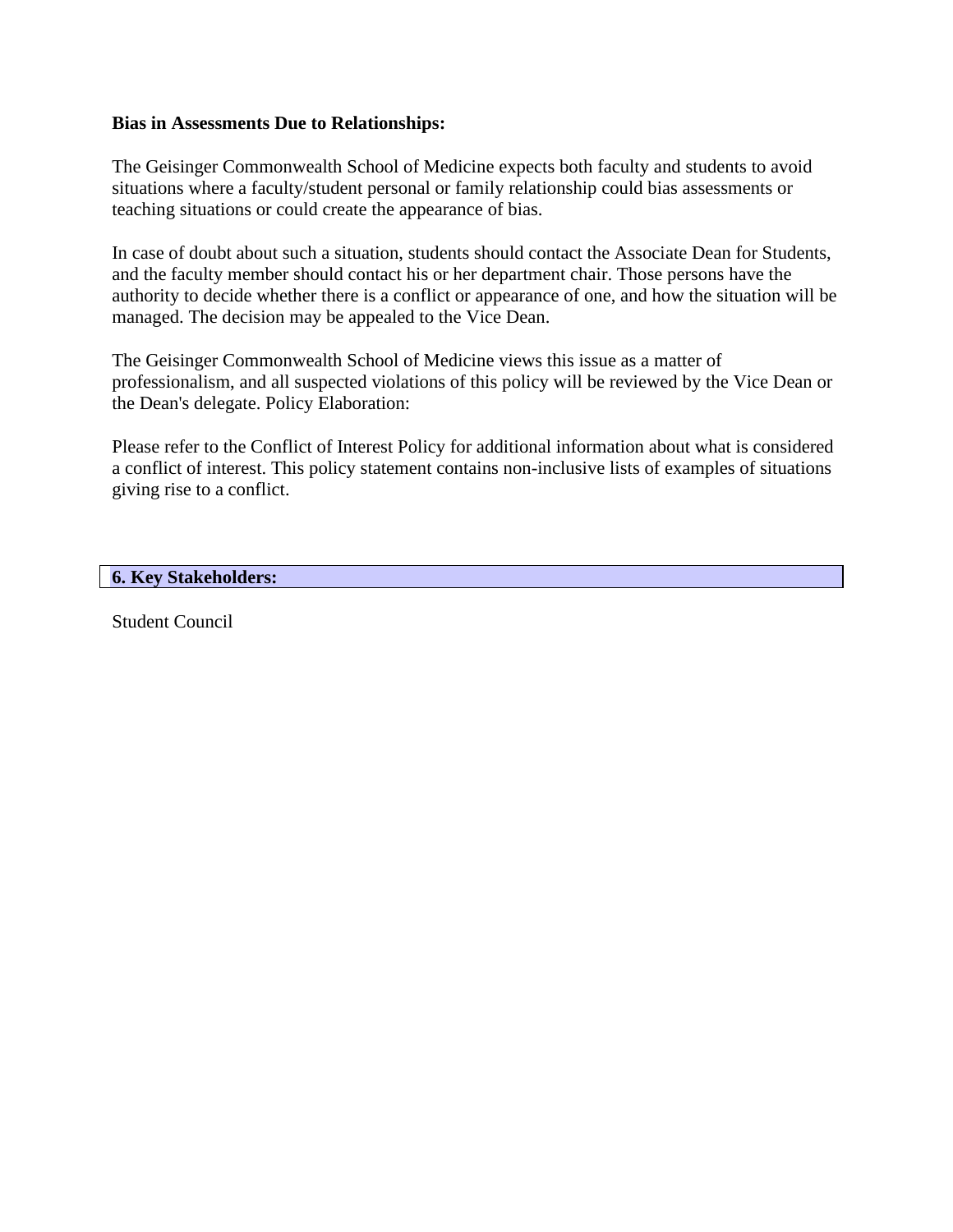**Bias in Assessments Due to Relationships:**

The Geisinger Commonwealth School of Medicine expects both faculty and students to avoid situations where a faculty/student personal or family relationship could bias assessments or teaching situations or could create the appearance of bias.

In case of doubt about such a situation, students should contact the Associate Dean for Students, and the faculty member should contact his or her department chair. Those persons have the authority to decide whether there is a conflict or appearance of one, and how the situation will be managed. The decision may be appealed to the Vice Dean.

The Geisinger Commonwealth School of Medicine views this issue as a matter of professionalism, and all suspected violations of this policy will be reviewed by the Vice Dean or the Dean's delegate. Policy Elaboration:

Please refer to the Conflict of Interest Policy for additional information about what is considered a conflict of interest. This policy statement contains non-inclusive lists of examples of situations giving rise to a conflict.

## 6. Key Stakeholders:

Student Council